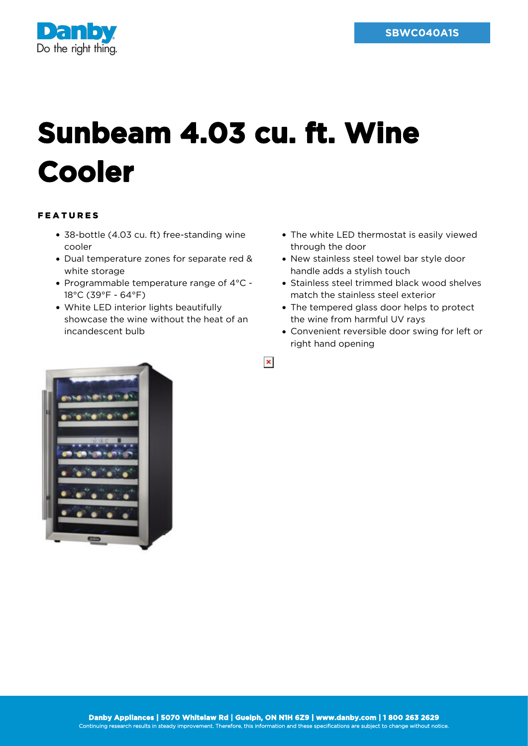SBWC040A1S

# Sunbeam 4.03 cu. ft. Wine Cooler

## FEATURES

- 38-bottle (4.03 cu. ft) free-standing wine cooler
- Dual temperature zones for separate red & white storage
- Programmable temperature range of 4°C - 18°C (39°F - 64°F)
- White LED interior lights beautifully showcase the wine without the heat of an incandescent bulb
- The white LED thermostat is easily viewed through the door
- New stainless steel towel bar style door handle adds a stylish touch
- Stainless steel trimmed black wood shelves match the stainless steel exterior
- The tempered glass door helps to protect the wine from harmful UV rays
- Convenient reversible door swing for left or right hand opening

**Danby Appliances | 5070 Whitelaw Rd | Guelph, ON N1H 6Z9 | www.danby.com | 1 800 263 2629**
Continuing research results in steady improvement. Therefore, this information and these specifications are subject to change without notice.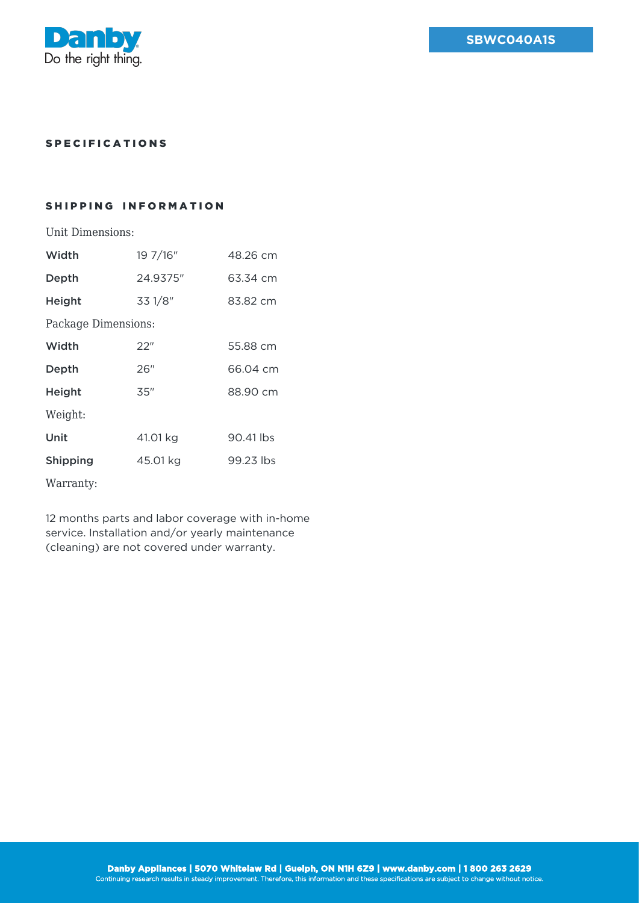## SPECIFICATIONS

### SHIPPING INFORMATION

Unit Dimensions:

| | | |
|---|---|---|
| **Width** | 19 7/16" | 48.26 cm |
| **Depth** | 24.9375" | 63.34 cm |
| **Height** | 33 1/8" | 83.82 cm |

Package Dimensions:

| | | |
|---|---|---|
| **Width** | 22" | 55.88 cm |
| **Depth** | 26" | 66.04 cm |
| **Height** | 35" | 88.90 cm |

Weight:

| | | |
|---|---|---|
| **Unit** | 41.01 kg | 90.41 lbs |
| **Shipping** | 45.01 kg | 99.23 lbs |

Warranty:

12 months parts and labor coverage with in-home service. Installation and/or yearly maintenance (cleaning) are not covered under warranty.